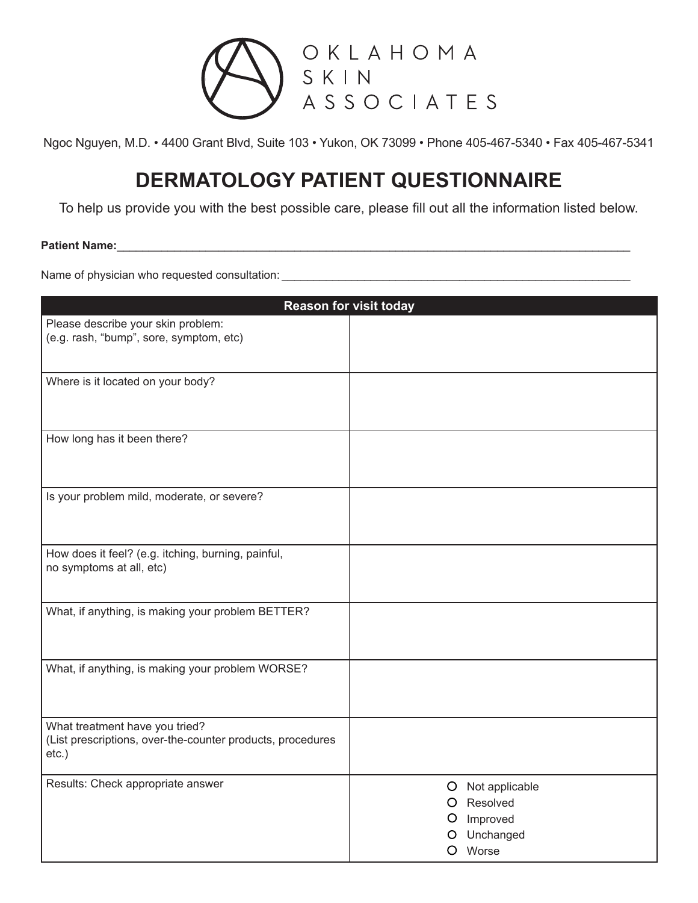OKLAHOMA SKIN ASSOCIATES

Ngoc Nguyen, M.D. • 4400 Grant Blvd, Suite 103 • Yukon, OK 73099 • Phone 405-467-5340 • Fax 405-467-5341

# DERMATOLOGY PATIENT QUESTIONNAIRE

To help us provide you with the best possible care, please fill out all the information listed below.

**Patient Name:**\_\_\_\_\_\_\_\_\_\_\_\_\_\_\_\_\_\_\_\_\_\_\_\_\_\_\_\_\_\_\_\_\_\_\_\_\_\_\_\_\_\_\_\_\_\_\_\_\_\_\_\_\_\_\_\_\_\_\_\_\_\_\_\_\_\_\_\_\_\_

Name of physician who requested consultation: \_\_\_\_\_\_\_\_\_\_\_\_\_\_\_\_\_\_\_\_\_\_\_\_\_\_\_\_\_\_\_\_\_\_\_\_\_\_\_\_\_\_\_\_\_\_\_\_

| Reason for visit today | |
|---|---|
| Please describe your skin problem: (e.g. rash, "bump", sore, symptom, etc) | |
| Where is it located on your body? | |
| How long has it been there? | |
| Is your problem mild, moderate, or severe? | |
| How does it feel? (e.g. itching, burning, painful, no symptoms at all, etc) | |
| What, if anything, is making your problem BETTER? | |
| What, if anything, is making your problem WORSE? | |
| What treatment have you tried? (List prescriptions, over-the-counter products, procedures etc.) | |
| Results: Check appropriate answer | O Not applicable<br>O Resolved<br>O Improved<br>O Unchanged<br>O Worse |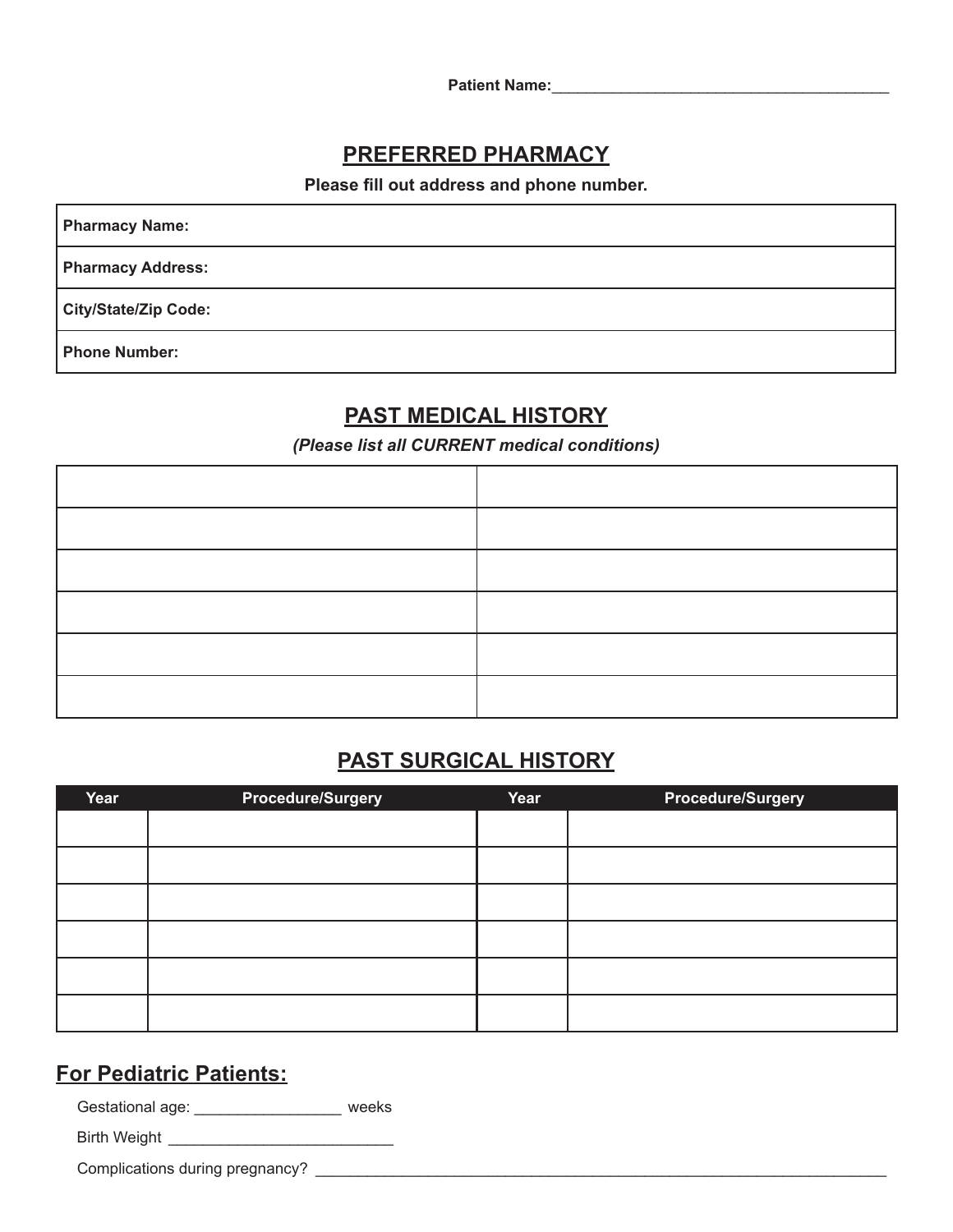Patient Name:________________________________________

## PREFERRED PHARMACY

**Please fill out address and phone number.**

| **Pharmacy Name:** |
|---|
| **Pharmacy Address:** |
| **City/State/Zip Code:** |
| **Phone Number:** |

## PAST MEDICAL HISTORY

*(Please list all CURRENT medical conditions)*

| | |
|---|---|
| | |
| | |
| | |
| | |
| | |
| | |

## PAST SURGICAL HISTORY

| Year | Procedure/Surgery | Year | Procedure/Surgery |
|---|---|---|---|
| | | | |
| | | | |
| | | | |
| | | | |
| | | | |
| | | | |

## For Pediatric Patients:

Gestational age: _________________ weeks

Birth Weight __________________________

Complications during pregnancy? ______________________________________________________________________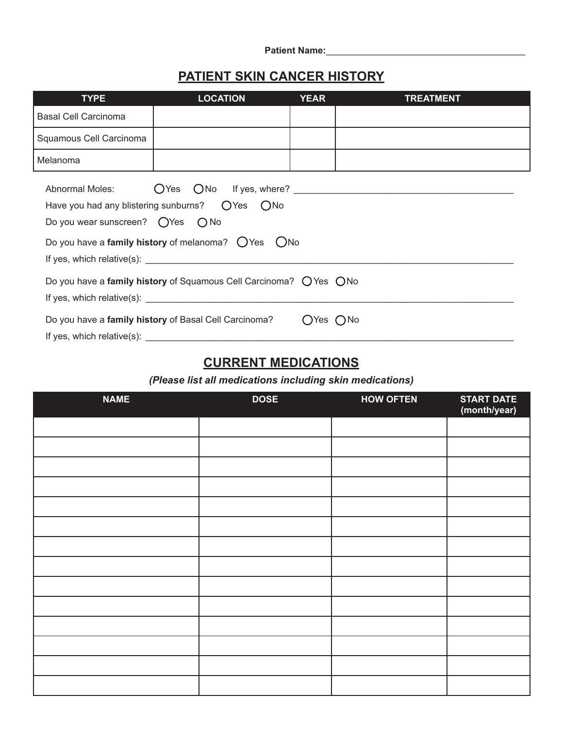Patient Name:_______________________________________

## PATIENT SKIN CANCER HISTORY

| TYPE | LOCATION | YEAR | TREATMENT |
|---|---|---|---|
| Basal Cell Carcinoma | | | |
| Squamous Cell Carcinoma | | | |
| Melanoma | | | |

Abnormal Moles: ◯Yes ◯No If yes, where? ___________________________________________

Have you had any blistering sunburns? ◯Yes ◯No

Do you wear sunscreen? ◯Yes ◯ No

Do you have a **family history** of melanoma? ◯Yes ◯No

If yes, which relative(s): ___________________________________________________________________________

Do you have a **family history** of Squamous Cell Carcinoma? ◯ Yes ◯No

If yes, which relative(s): ___________________________________________________________________________

Do you have a **family history** of Basal Cell Carcinoma? ◯Yes ◯No

If yes, which relative(s): ___________________________________________________________________________

## CURRENT MEDICATIONS

***(Please list all medications including skin medications)***

| NAME | DOSE | HOW OFTEN | START DATE (month/year) |
|---|---|---|---|
| | | | |
| | | | |
| | | | |
| | | | |
| | | | |
| | | | |
| | | | |
| | | | |
| | | | |
| | | | |
| | | | |
| | | | |
| | | | |
| | | | |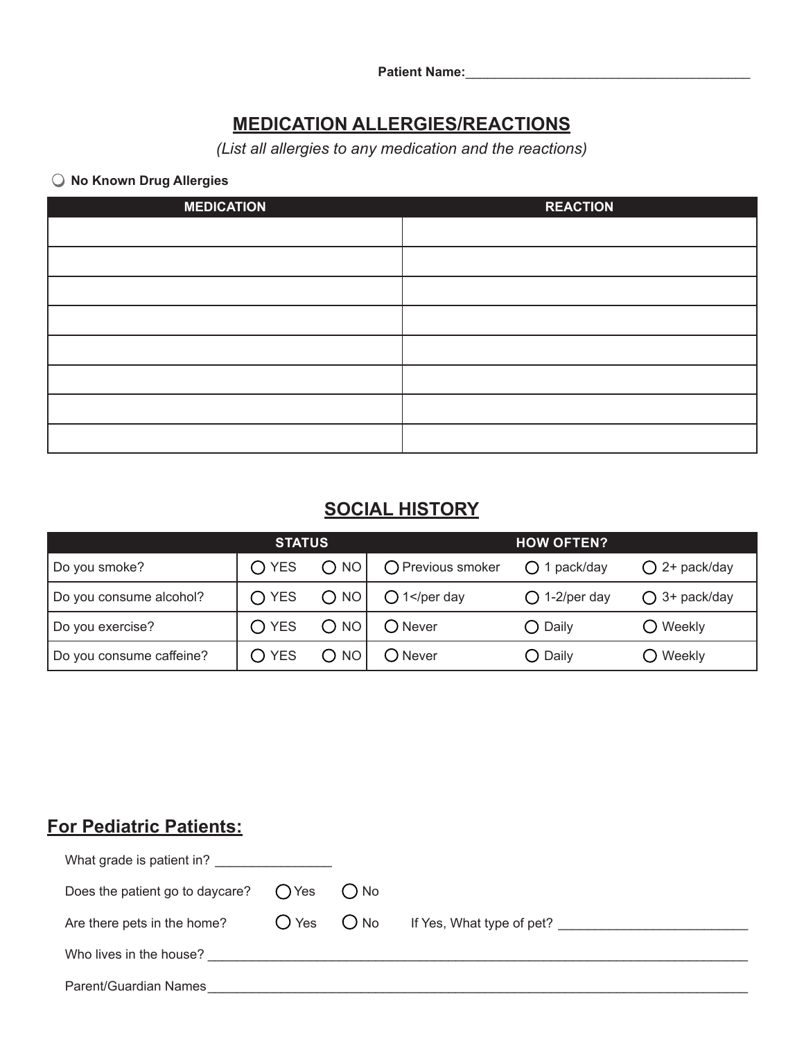**Patient Name:**________________________________________

## MEDICATION ALLERGIES/REACTIONS

*(List all allergies to any medication and the reactions)*

○ **No Known Drug Allergies**

| MEDICATION | REACTION |
|---|---|
| | |
| | |
| | |
| | |
| | |
| | |
| | |
| | |

## SOCIAL HISTORY

| | STATUS | | HOW OFTEN? | | |
|---|---|---|---|---|---|
| Do you smoke? | ○ YES | ○ NO | ○ Previous smoker | ○ 1 pack/day | ○ 2+ pack/day |
| Do you consume alcohol? | ○ YES | ○ NO | ○ 1</per day | ○ 1-2/per day | ○ 3+ pack/day |
| Do you exercise? | ○ YES | ○ NO | ○ Never | ○ Daily | ○ Weekly |
| Do you consume caffeine? | ○ YES | ○ NO | ○ Never | ○ Daily | ○ Weekly |

## For Pediatric Patients:

What grade is patient in? _______________

Does the patient go to daycare? ○ Yes ○ No

Are there pets in the home? ○ Yes ○ No If Yes, What type of pet? _________________________

Who lives in the house? _______________________________________________________________________________

Parent/Guardian Names_______________________________________________________________________________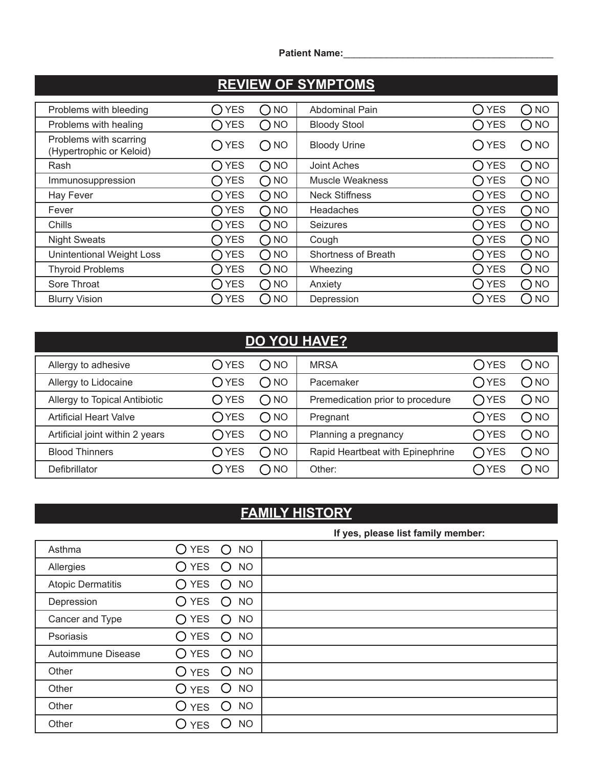**Patient Name:**\_\_\_\_\_\_\_\_\_\_\_\_\_\_\_\_\_\_\_\_\_\_\_\_\_\_\_\_\_\_\_\_\_\_\_\_\_\_\_\_

## REVIEW OF SYMPTOMS

| | | | | | |
|---|---|---|---|---|---|
| Problems with bleeding | ◯ YES | ◯ NO | Abdominal Pain | ◯ YES | ◯ NO |
| Problems with healing | ◯ YES | ◯ NO | Bloody Stool | ◯ YES | ◯ NO |
| Problems with scarring (Hypertrophic or Keloid) | ◯ YES | ◯ NO | Bloody Urine | ◯ YES | ◯ NO |
| Rash | ◯ YES | ◯ NO | Joint Aches | ◯ YES | ◯ NO |
| Immunosuppression | ◯ YES | ◯ NO | Muscle Weakness | ◯ YES | ◯ NO |
| Hay Fever | ◯ YES | ◯ NO | Neck Stiffness | ◯ YES | ◯ NO |
| Fever | ◯ YES | ◯ NO | Headaches | ◯ YES | ◯ NO |
| Chills | ◯ YES | ◯ NO | Seizures | ◯ YES | ◯ NO |
| Night Sweats | ◯ YES | ◯ NO | Cough | ◯ YES | ◯ NO |
| Unintentional Weight Loss | ◯ YES | ◯ NO | Shortness of Breath | ◯ YES | ◯ NO |
| Thyroid Problems | ◯ YES | ◯ NO | Wheezing | ◯ YES | ◯ NO |
| Sore Throat | ◯ YES | ◯ NO | Anxiety | ◯ YES | ◯ NO |
| Blurry Vision | ◯ YES | ◯ NO | Depression | ◯ YES | ◯ NO |

## DO YOU HAVE?

| | | | | | |
|---|---|---|---|---|---|
| Allergy to adhesive | ◯ YES | ◯ NO | MRSA | ◯ YES | ◯ NO |
| Allergy to Lidocaine | ◯ YES | ◯ NO | Pacemaker | ◯ YES | ◯ NO |
| Allergy to Topical Antibiotic | ◯ YES | ◯ NO | Premedication prior to procedure | ◯ YES | ◯ NO |
| Artificial Heart Valve | ◯ YES | ◯ NO | Pregnant | ◯ YES | ◯ NO |
| Artificial joint within 2 years | ◯ YES | ◯ NO | Planning a pregnancy | ◯ YES | ◯ NO |
| Blood Thinners | ◯ YES | ◯ NO | Rapid Heartbeat with Epinephrine | ◯ YES | ◯ NO |
| Defibrillator | ◯ YES | ◯ NO | Other: | ◯ YES | ◯ NO |

## FAMILY HISTORY

| | | | If yes, please list family member: |
|---|---|---|---|
| Asthma | ◯ YES | ◯ NO | |
| Allergies | ◯ YES | ◯ NO | |
| Atopic Dermatitis | ◯ YES | ◯ NO | |
| Depression | ◯ YES | ◯ NO | |
| Cancer and Type | ◯ YES | ◯ NO | |
| Psoriasis | ◯ YES | ◯ NO | |
| Autoimmune Disease | ◯ YES | ◯ NO | |
| Other | ◯ YES | ◯ NO | |
| Other | ◯ YES | ◯ NO | |
| Other | ◯ YES | ◯ NO | |
| Other | ◯ YES | ◯ NO | |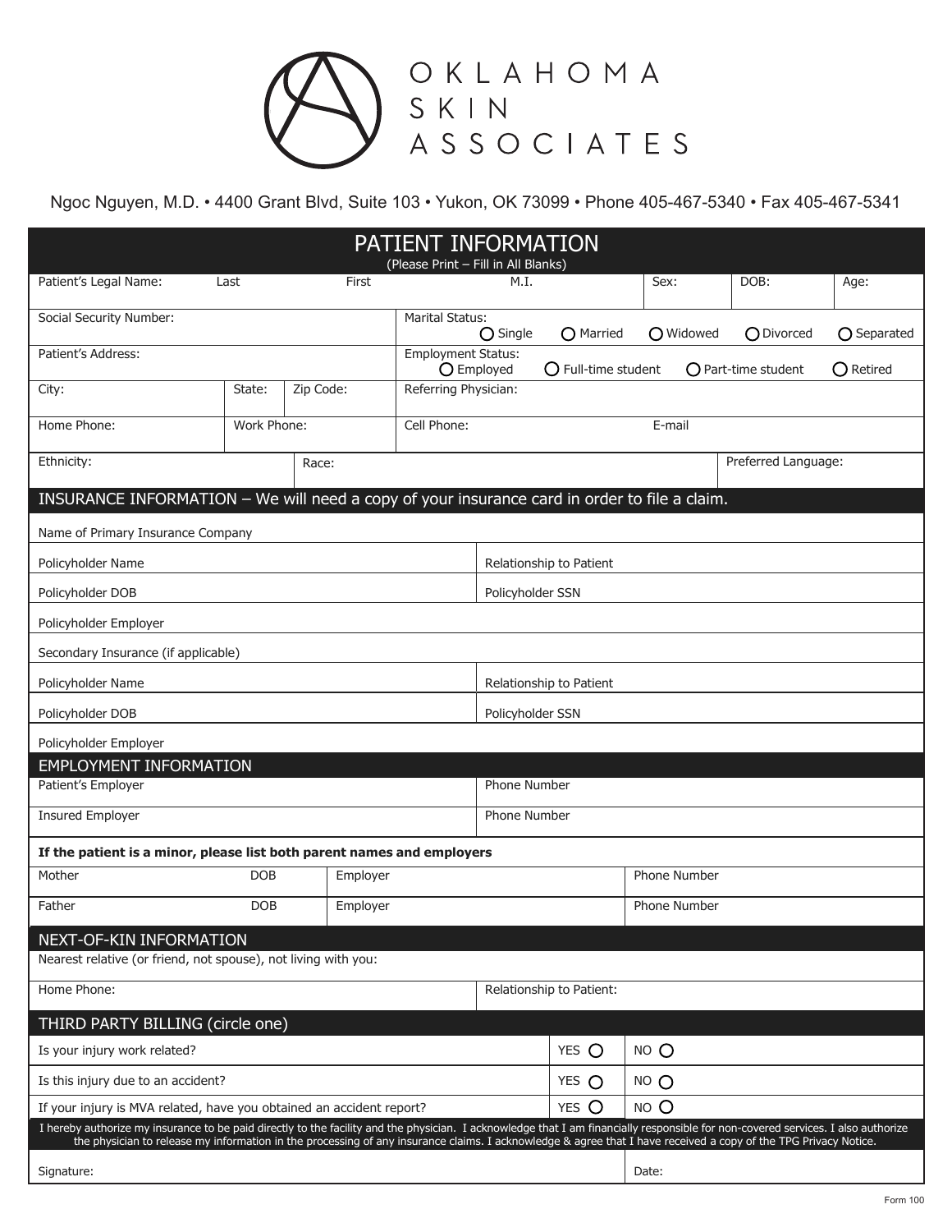# OKLAHOMA SKIN ASSOCIATES

Ngoc Nguyen, M.D. • 4400 Grant Blvd, Suite 103 • Yukon, OK 73099 • Phone 405-467-5340 • Fax 405-467-5341

## PATIENT INFORMATION

(Please Print – Fill in All Blanks)

| Patient's Legal Name: Last | First | M.I. | Sex: | DOB: | Age: |
|---|---|---|---|---|---|

| Social Security Number: | Marital Status: ○ Single ○ Married ○ Widowed ○ Divorced ○ Separated |
|---|---|
| Patient's Address: | Employment Status: ○ Employed ○ Full-time student ○ Part-time student ○ Retired |

| City: | State: | Zip Code: | Referring Physician: |
|---|---|---|---|

| Home Phone: | Work Phone: | Cell Phone: | E-mail |
|---|---|---|---|

| Ethnicity: | Race: | Preferred Language: |
|---|---|---|

## INSURANCE INFORMATION – We will need a copy of your insurance card in order to file a claim.

| Name of Primary Insurance Company | |
|---|---|
| Policyholder Name | Relationship to Patient |
| Policyholder DOB | Policyholder SSN |
| Policyholder Employer | |
| Secondary Insurance (if applicable) | |
| Policyholder Name | Relationship to Patient |
| Policyholder DOB | Policyholder SSN |
| Policyholder Employer | |

## EMPLOYMENT INFORMATION

| Patient's Employer | Phone Number |
|---|---|
| Insured Employer | Phone Number |

**If the patient is a minor, please list both parent names and employers**

| Mother | DOB | Employer | Phone Number |
|---|---|---|---|
| Father | DOB | Employer | Phone Number |

## NEXT-OF-KIN INFORMATION

Nearest relative (or friend, not spouse), not living with you:

| Home Phone: | Relationship to Patient: |
|---|---|

## THIRD PARTY BILLING (circle one)

| Question | | |
|---|---|---|
| Is your injury work related? | YES ○ | NO ○ |
| Is this injury due to an accident? | YES ○ | NO ○ |
| If your injury is MVA related, have you obtained an accident report? | YES ○ | NO ○ |

I hereby authorize my insurance to be paid directly to the facility and the physician. I acknowledge that I am financially responsible for non-covered services. I also authorize the physician to release my information in the processing of any insurance claims. I acknowledge & agree that I have received a copy of the TPG Privacy Notice.

| Signature: | Date: |
|---|---|

Form 100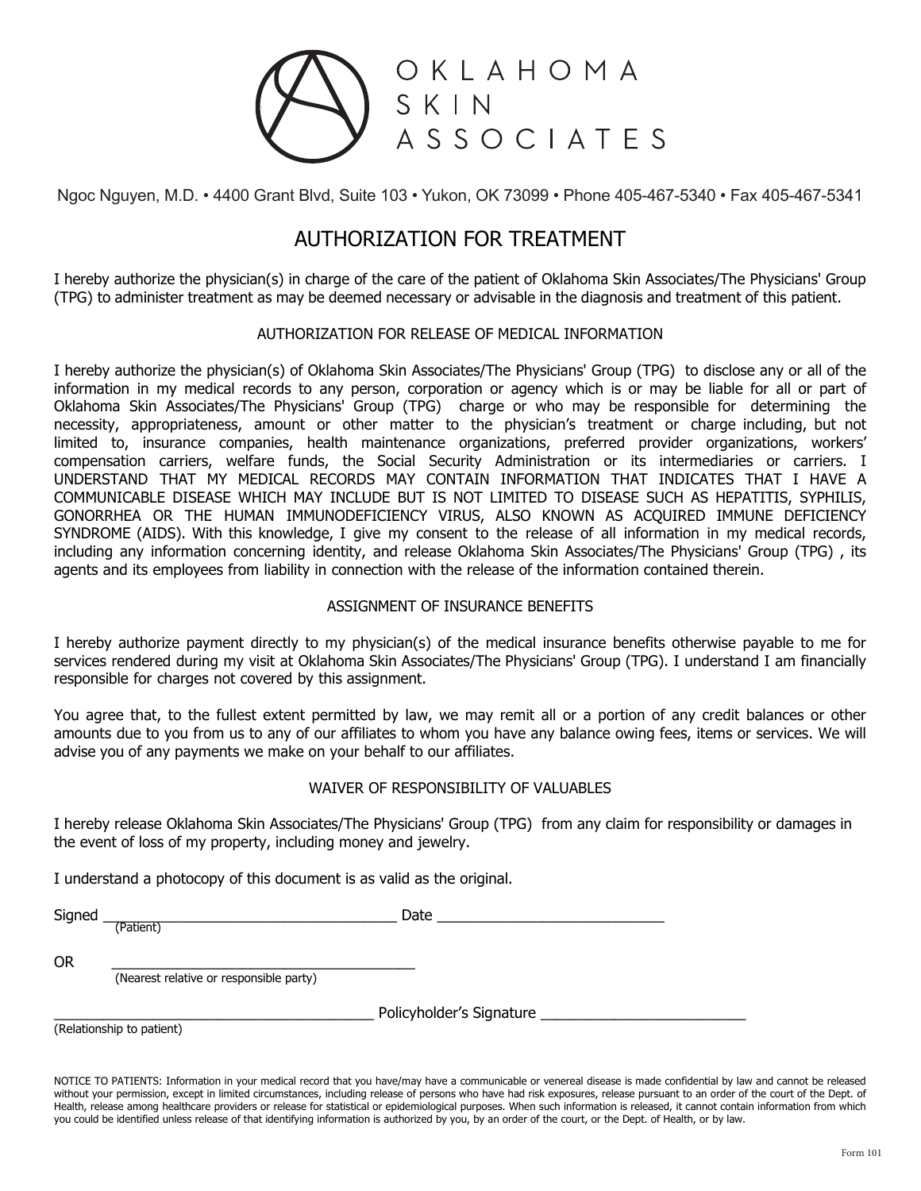OKLAHOMA SKIN ASSOCIATES

Ngoc Nguyen, M.D. • 4400 Grant Blvd, Suite 103 • Yukon, OK 73099 • Phone 405-467-5340 • Fax 405-467-5341

# AUTHORIZATION FOR TREATMENT

I hereby authorize the physician(s) in charge of the care of the patient of Oklahoma Skin Associates/The Physicians' Group (TPG) to administer treatment as may be deemed necessary or advisable in the diagnosis and treatment of this patient.

## AUTHORIZATION FOR RELEASE OF MEDICAL INFORMATION

I hereby authorize the physician(s) of Oklahoma Skin Associates/The Physicians' Group (TPG) to disclose any or all of the information in my medical records to any person, corporation or agency which is or may be liable for all or part of Oklahoma Skin Associates/The Physicians' Group (TPG) charge or who may be responsible for determining the necessity, appropriateness, amount or other matter to the physician's treatment or charge including, but not limited to, insurance companies, health maintenance organizations, preferred provider organizations, workers' compensation carriers, welfare funds, the Social Security Administration or its intermediaries or carriers. I UNDERSTAND THAT MY MEDICAL RECORDS MAY CONTAIN INFORMATION THAT INDICATES THAT I HAVE A COMMUNICABLE DISEASE WHICH MAY INCLUDE BUT IS NOT LIMITED TO DISEASE SUCH AS HEPATITIS, SYPHILIS, GONORRHEA OR THE HUMAN IMMUNODEFICIENCY VIRUS, ALSO KNOWN AS ACQUIRED IMMUNE DEFICIENCY SYNDROME (AIDS). With this knowledge, I give my consent to the release of all information in my medical records, including any information concerning identity, and release Oklahoma Skin Associates/The Physicians' Group (TPG) , its agents and its employees from liability in connection with the release of the information contained therein.

## ASSIGNMENT OF INSURANCE BENEFITS

I hereby authorize payment directly to my physician(s) of the medical insurance benefits otherwise payable to me for services rendered during my visit at Oklahoma Skin Associates/The Physicians' Group (TPG). I understand I am financially responsible for charges not covered by this assignment.

You agree that, to the fullest extent permitted by law, we may remit all or a portion of any credit balances or other amounts due to you from us to any of our affiliates to whom you have any balance owing fees, items or services. We will advise you of any payments we make on your behalf to our affiliates.

## WAIVER OF RESPONSIBILITY OF VALUABLES

I hereby release Oklahoma Skin Associates/The Physicians' Group (TPG) from any claim for responsibility or damages in the event of loss of my property, including money and jewelry.

I understand a photocopy of this document is as valid as the original.

Signed ____________________________________ Date ____________________________
(Patient)

OR ____________________________________
(Nearest relative or responsible party)

________________________________________ Policyholder's Signature __________________________
(Relationship to patient)

NOTICE TO PATIENTS: Information in your medical record that you have/may have a communicable or venereal disease is made confidential by law and cannot be released without your permission, except in limited circumstances, including release of persons who have had risk exposures, release pursuant to an order of the court of the Dept. of Health, release among healthcare providers or release for statistical or epidemiological purposes. When such information is released, it cannot contain information from which you could be identified unless release of that identifying information is authorized by you, by an order of the court, or the Dept. of Health, or by law.

Form 101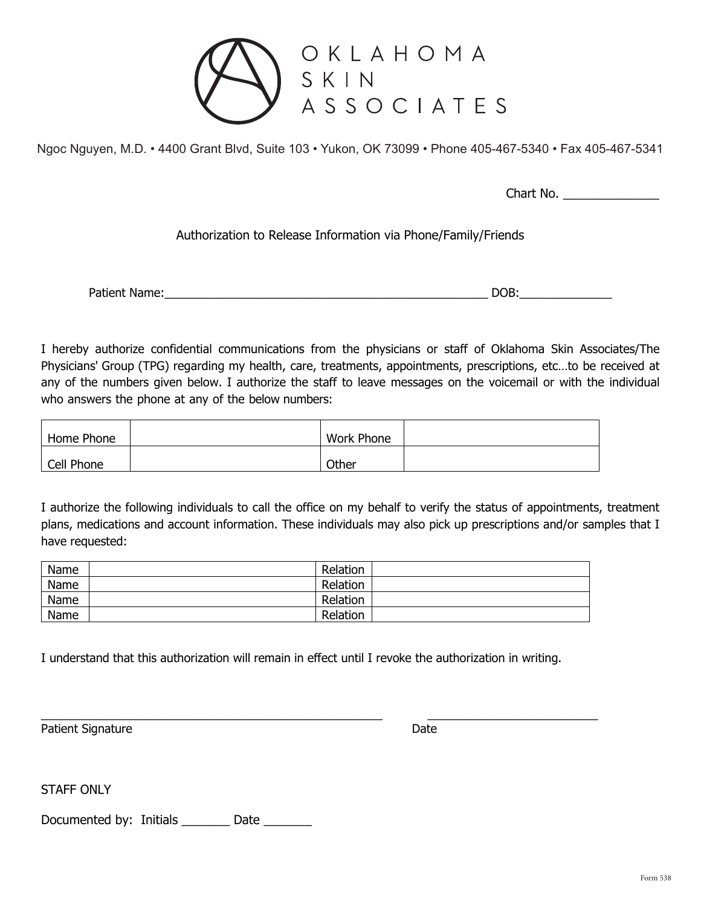# OKLAHOMA SKIN ASSOCIATES

Ngoc Nguyen, M.D. • 4400 Grant Blvd, Suite 103 • Yukon, OK 73099 • Phone 405-467-5340 • Fax 405-467-5341

Chart No. ______________

## Authorization to Release Information via Phone/Family/Friends

Patient Name:____________________________________________________ DOB:______________

I hereby authorize confidential communications from the physicians or staff of Oklahoma Skin Associates/The Physicians' Group (TPG) regarding my health, care, treatments, appointments, prescriptions, etc…to be received at any of the numbers given below. I authorize the staff to leave messages on the voicemail or with the individual who answers the phone at any of the below numbers:

| Home Phone | | Work Phone | |
|---|---|---|---|
| Cell Phone | | Other | |

I authorize the following individuals to call the office on my behalf to verify the status of appointments, treatment plans, medications and account information. These individuals may also pick up prescriptions and/or samples that I have requested:

| Name | | Relation | |
|---|---|---|---|
| Name | | Relation | |
| Name | | Relation | |
| Name | | Relation | |

I understand that this authorization will remain in effect until I revoke the authorization in writing.

_______________________________________________________ ___________________________

Patient Signature Date

STAFF ONLY

Documented by: Initials _______ Date _______

Form 538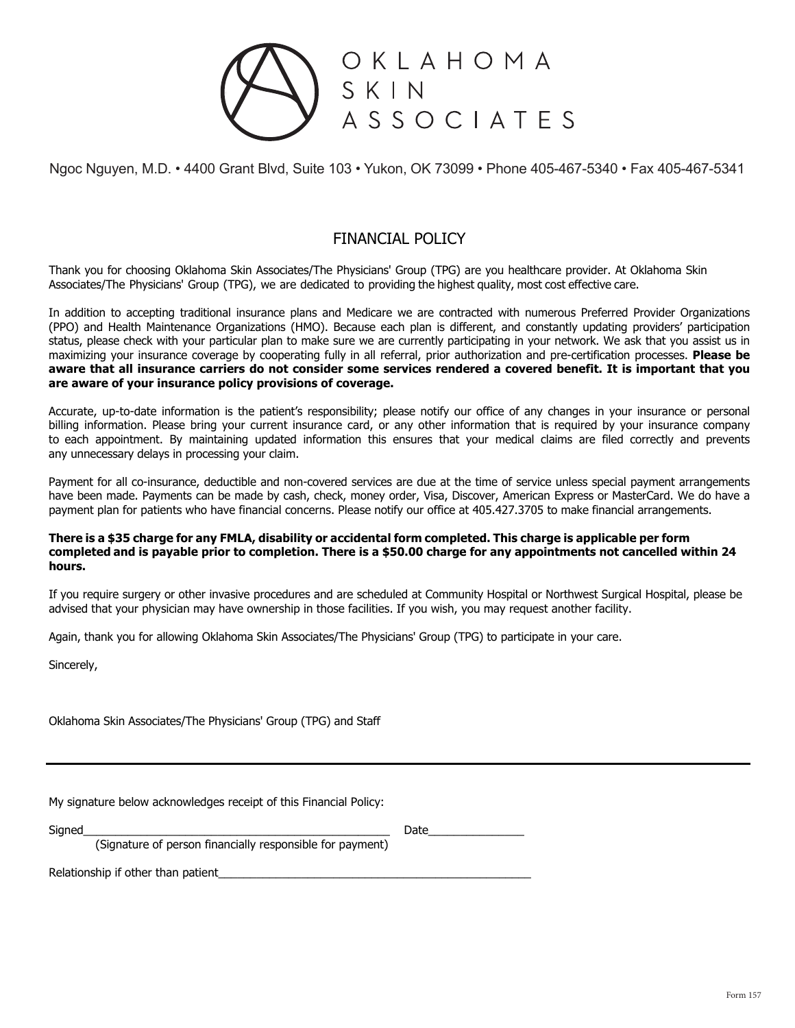# OKLAHOMA SKIN ASSOCIATES

Ngoc Nguyen, M.D. • 4400 Grant Blvd, Suite 103 • Yukon, OK 73099 • Phone 405-467-5340 • Fax 405-467-5341

## FINANCIAL POLICY

Thank you for choosing Oklahoma Skin Associates/The Physicians' Group (TPG) are you healthcare provider. At Oklahoma Skin Associates/The Physicians' Group (TPG), we are dedicated to providing the highest quality, most cost effective care.

In addition to accepting traditional insurance plans and Medicare we are contracted with numerous Preferred Provider Organizations (PPO) and Health Maintenance Organizations (HMO). Because each plan is different, and constantly updating providers' participation status, please check with your particular plan to make sure we are currently participating in your network. We ask that you assist us in maximizing your insurance coverage by cooperating fully in all referral, prior authorization and pre-certification processes. **Please be aware that all insurance carriers do not consider some services rendered a covered benefit. It is important that you are aware of your insurance policy provisions of coverage.**

Accurate, up-to-date information is the patient's responsibility; please notify our office of any changes in your insurance or personal billing information. Please bring your current insurance card, or any other information that is required by your insurance company to each appointment. By maintaining updated information this ensures that your medical claims are filed correctly and prevents any unnecessary delays in processing your claim.

Payment for all co-insurance, deductible and non-covered services are due at the time of service unless special payment arrangements have been made. Payments can be made by cash, check, money order, Visa, Discover, American Express or MasterCard. We do have a payment plan for patients who have financial concerns. Please notify our office at 405.427.3705 to make financial arrangements.

**There is a $35 charge for any FMLA, disability or accidental form completed. This charge is applicable per form completed and is payable prior to completion. There is a $50.00 charge for any appointments not cancelled within 24 hours.**

If you require surgery or other invasive procedures and are scheduled at Community Hospital or Northwest Surgical Hospital, please be advised that your physician may have ownership in those facilities. If you wish, you may request another facility.

Again, thank you for allowing Oklahoma Skin Associates/The Physicians' Group (TPG) to participate in your care.

Sincerely,

Oklahoma Skin Associates/The Physicians' Group (TPG) and Staff

---

My signature below acknowledges receipt of this Financial Policy:

Signed__________________________________________________ Date_______________
(Signature of person financially responsible for payment)

Relationship if other than patient__________________________________________________

Form 157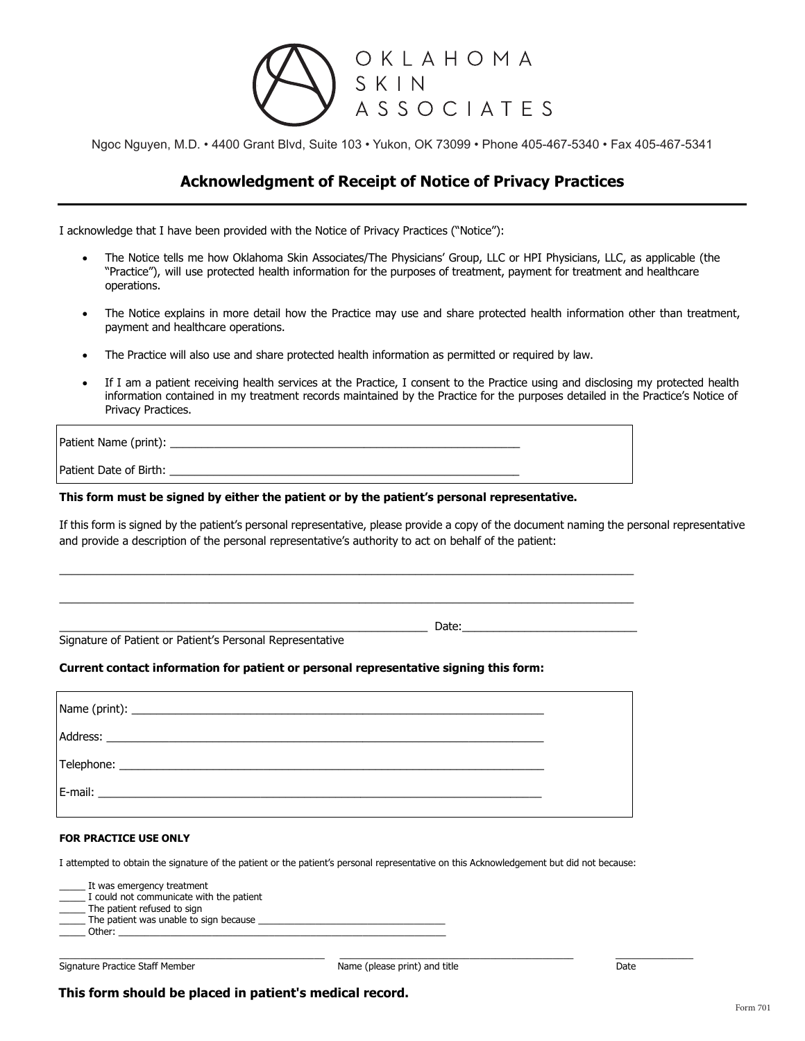OKLAHOMA SKIN ASSOCIATES

Ngoc Nguyen, M.D. • 4400 Grant Blvd, Suite 103 • Yukon, OK 73099 • Phone 405-467-5340 • Fax 405-467-5341

## Acknowledgment of Receipt of Notice of Privacy Practices

I acknowledge that I have been provided with the Notice of Privacy Practices ("Notice"):

- The Notice tells me how Oklahoma Skin Associates/The Physicians' Group, LLC or HPI Physicians, LLC, as applicable (the "Practice"), will use protected health information for the purposes of treatment, payment for treatment and healthcare operations.
- The Notice explains in more detail how the Practice may use and share protected health information other than treatment, payment and healthcare operations.
- The Practice will also use and share protected health information as permitted or required by law.
- If I am a patient receiving health services at the Practice, I consent to the Practice using and disclosing my protected health information contained in my treatment records maintained by the Practice for the purposes detailed in the Practice's Notice of Privacy Practices.

Patient Name (print): ___________________________________________________________

Patient Date of Birth: ___________________________________________________________

**This form must be signed by either the patient or by the patient's personal representative.**

If this form is signed by the patient's personal representative, please provide a copy of the document naming the personal representative and provide a description of the personal representative's authority to act on behalf of the patient:

_______________________________________________________________________________________________

_______________________________________________________________________________________________

_______________________________________________________________ Date:____________________________

Signature of Patient or Patient's Personal Representative

**Current contact information for patient or personal representative signing this form:**

Name (print): ____________________________________________________________________

Address: ________________________________________________________________________

Telephone: ______________________________________________________________________

E-mail: _________________________________________________________________________

**FOR PRACTICE USE ONLY**

I attempted to obtain the signature of the patient or the patient's personal representative on this Acknowledgement but did not because:

_____ It was emergency treatment
_____ I could not communicate with the patient
_____ The patient refused to sign
_____ The patient was unable to sign because ___________________________________
_____ Other: ______________________________________________________________

_______________________________ _______________________________ _______________

Signature Practice Staff Member | Name (please print) and title | Date

**This form should be placed in patient's medical record.**

Form 701